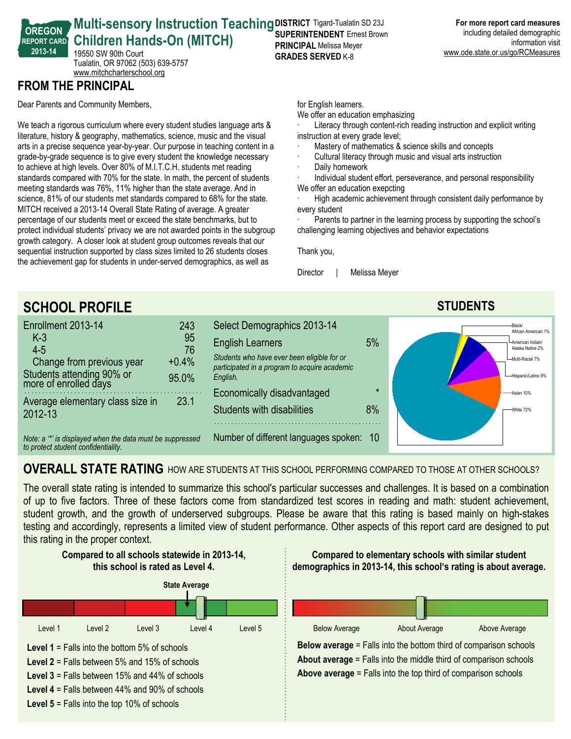# Multi-sensory Instruction Teaching Children Hands-On (MITCH)

OREGON REPORT CARD 2013-14

19550 SW 90th Court
Tualatin, OR 97062 (503) 639-5757
www.mitchcharterschool.org

**DISTRICT** Tigard-Tualatin SD 23J
**SUPERINTENDENT** Ernest Brown
**PRINCIPAL** Melissa Meyer
**GRADES SERVED** K-8

**For more report card measures** including detailed demographic information visit www.ode.state.or.us/go/RCMeasures

## FROM THE PRINCIPAL

Dear Parents and Community Members,

We teach a rigorous curriculum where every student studies language arts & literature, history & geography, mathematics, science, music and the visual arts in a precise sequence year-by-year. Our purpose in teaching content in a grade-by-grade sequence is to give every student the knowledge necessary to achieve at high levels. Over 80% of M.I.T.C.H. students met reading standards compared with 70% for the state. In math, the percent of students meeting standards was 76%, 11% higher than the state average. And in science, 81% of our students met standards compared to 68% for the state. MITCH received a 2013-14 Overall State Rating of average. A greater percentage of our students meet or exceed the state benchmarks, but to protect individual students' privacy we are not awarded points in the subgroup growth category. A closer look at student group outcomes reveals that our sequential instruction supported by class sizes limited to 26 students closes the achievement gap for students in under-served demographics, as well as for English learners.

We offer an education emphasizing

- Literacy through content-rich reading instruction and explicit writing instruction at every grade level;
- Mastery of mathematics & science skills and concepts
- Cultural literacy through music and visual arts instruction
- Daily homework
- Individual student effort, perseverance, and personal responsibility

We offer an education exepcting

- High academic achievement through consistent daily performance by every student
- Parents to partner in the learning process by supporting the school's challenging learning objectives and behavior expectations

Thank you,

Director | Melissa Meyer

## SCHOOL PROFILE

| | |
|---|---|
| Enrollment 2013-14 | 243 |
| K-3 | 95 |
| 4-5 | 76 |
| Change from previous year | +0.4% |
| Students attending 90% or more of enrolled days | 95.0% |
| Average elementary class size in 2012-13 | 23.1 |

*Note: a '\*' is displayed when the data must be suppressed to protect student confidentiality.*

| Select Demographics 2013-14 | |
|---|---|
| English Learners | 5% |
| *Students who have ever been eligible for or participated in a program to acquire academic English.* | |
| Economically disadvantaged | * |
| Students with disabilities | 8% |
| Number of different languages spoken: | 10 |

### STUDENTS

| Group | Percent |
|---|---|
| Black/African American | 1% |
| American Indian/Alaska Native | 2% |
| Multi-Racial | 7% |
| Hispanic/Latino | 9% |
| Asian | 10% |
| White | 72% |

## OVERALL STATE RATING

HOW ARE STUDENTS AT THIS SCHOOL PERFORMING COMPARED TO THOSE AT OTHER SCHOOLS?

The overall state rating is intended to summarize this school's particular successes and challenges. It is based on a combination of up to five factors. Three of these factors come from standardized test scores in reading and math: student achievement, student growth, and the growth of underserved subgroups. Please be aware that this rating is based mainly on high-stakes testing and accordingly, represents a limited view of student performance. Other aspects of this report card are designed to put this rating in the proper context.

**Compared to all schools statewide in 2013-14, this school is rated as Level 4.**

State Average

Level 1 | Level 2 | Level 3 | Level 4 | Level 5

**Level 1** = Falls into the bottom 5% of schools
**Level 2** = Falls between 5% and 15% of schools
**Level 3** = Falls between 15% and 44% of schools
**Level 4** = Falls between 44% and 90% of schools
**Level 5** = Falls into the top 10% of schools

**Compared to elementary schools with similar student demographics in 2013-14, this school's rating is about average.**

Below Average | About Average | Above Average

**Below average** = Falls into the bottom third of comparison schools
**About average** = Falls into the middle third of comparison schools
**Above average** = Falls into the top third of comparison schools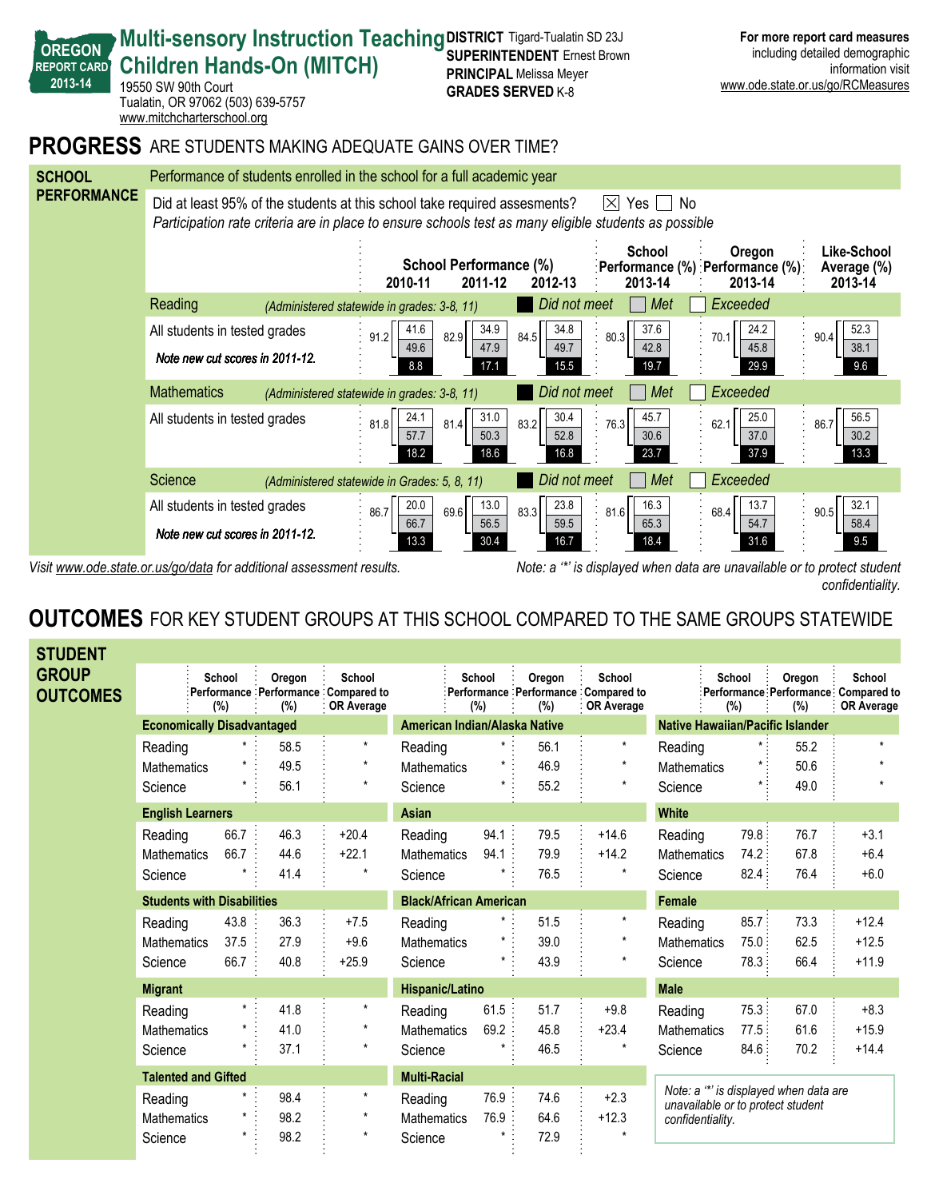# Multi-sensory Instruction Teaching Children Hands-On (MITCH)

OREGON REPORT CARD 2013-14

19550 SW 90th Court
Tualatin, OR 97062 (503) 639-5757
www.mitchcharterschool.org

**DISTRICT** Tigard-Tualatin SD 23J
**SUPERINTENDENT** Ernest Brown
**PRINCIPAL** Melissa Meyer
**GRADES SERVED** K-8

**For more report card measures** including detailed demographic information visit www.ode.state.or.us/go/RCMeasures

## PROGRESS ARE STUDENTS MAKING ADEQUATE GAINS OVER TIME?

### SCHOOL PERFORMANCE

Performance of students enrolled in the school for a full academic year

Did at least 95% of the students at this school take required assesments? ☒ Yes ☐ No

*Participation rate criteria are in place to ensure schools test as many eligible students as possible*

Values shown as: Met+Exceeded total (Exceeded / Met / Did not meet)

| | School Performance (%) 2010-11 | School Performance (%) 2011-12 | School Performance (%) 2012-13 | School Performance (%) 2013-14 | Oregon Performance (%) 2013-14 | Like-School Average (%) 2013-14 |
|---|---|---|---|---|---|---|
| **Reading** *(Administered statewide in grades: 3-8, 11)* | | | | | | |
| All students in tested grades *(Note new cut scores in 2011-12.)* | 91.2 (41.6 / 49.6 / 8.8) | 82.9 (34.9 / 47.9 / 17.1) | 84.5 (34.8 / 49.7 / 15.5) | 80.3 (37.6 / 42.8 / 19.7) | 70.1 (24.2 / 45.8 / 29.9) | 90.4 (52.3 / 38.1 / 9.6) |
| **Mathematics** *(Administered statewide in grades: 3-8, 11)* | | | | | | |
| All students in tested grades | 81.8 (24.1 / 57.7 / 18.2) | 81.4 (31.0 / 50.3 / 18.6) | 83.2 (30.4 / 52.8 / 16.8) | 76.3 (45.7 / 30.6 / 23.7) | 62.1 (25.0 / 37.0 / 37.9) | 86.7 (56.5 / 30.2 / 13.3) |
| **Science** *(Administered statewide in Grades: 5, 8, 11)* | | | | | | |
| All students in tested grades *(Note new cut scores in 2011-12.)* | 86.7 (20.0 / 66.7 / 13.3) | 69.6 (13.0 / 56.5 / 30.4) | 83.3 (23.8 / 59.5 / 16.7) | 81.6 (16.3 / 65.3 / 18.4) | 68.4 (13.7 / 54.7 / 31.6) | 90.5 (32.1 / 58.4 / 9.5) |

*Visit www.ode.state.or.us/go/data for additional assessment results.*

*Note: a '*' is displayed when data are unavailable or to protect student confidentiality.*

## OUTCOMES FOR KEY STUDENT GROUPS AT THIS SCHOOL COMPARED TO THE SAME GROUPS STATEWIDE

### STUDENT GROUP OUTCOMES

| Group / Subject | School Performance (%) | Oregon Performance (%) | School Compared to OR Average |
|---|---|---|---|
| **Economically Disadvantaged** | | | |
| Reading | * | 58.5 | * |
| Mathematics | * | 49.5 | * |
| Science | * | 56.1 | * |
| **English Learners** | | | |
| Reading | 66.7 | 46.3 | +20.4 |
| Mathematics | 66.7 | 44.6 | +22.1 |
| Science | * | 41.4 | * |
| **Students with Disabilities** | | | |
| Reading | 43.8 | 36.3 | +7.5 |
| Mathematics | 37.5 | 27.9 | +9.6 |
| Science | 66.7 | 40.8 | +25.9 |
| **Migrant** | | | |
| Reading | * | 41.8 | * |
| Mathematics | * | 41.0 | * |
| Science | * | 37.1 | * |
| **Talented and Gifted** | | | |
| Reading | * | 98.4 | * |
| Mathematics | * | 98.2 | * |
| Science | * | 98.2 | * |
| **American Indian/Alaska Native** | | | |
| Reading | * | 56.1 | * |
| Mathematics | * | 46.9 | * |
| Science | * | 55.2 | * |
| **Asian** | | | |
| Reading | 94.1 | 79.5 | +14.6 |
| Mathematics | 94.1 | 79.9 | +14.2 |
| Science | * | 76.5 | * |
| **Black/African American** | | | |
| Reading | * | 51.5 | * |
| Mathematics | * | 39.0 | * |
| Science | * | 43.9 | * |
| **Hispanic/Latino** | | | |
| Reading | 61.5 | 51.7 | +9.8 |
| Mathematics | 69.2 | 45.8 | +23.4 |
| Science | * | 46.5 | * |
| **Multi-Racial** | | | |
| Reading | 76.9 | 74.6 | +2.3 |
| Mathematics | 76.9 | 64.6 | +12.3 |
| Science | * | 72.9 | * |
| **Native Hawaiian/Pacific Islander** | | | |
| Reading | * | 55.2 | * |
| Mathematics | * | 50.6 | * |
| Science | * | 49.0 | * |
| **White** | | | |
| Reading | 79.8 | 76.7 | +3.1 |
| Mathematics | 74.2 | 67.8 | +6.4 |
| Science | 82.4 | 76.4 | +6.0 |
| **Female** | | | |
| Reading | 85.7 | 73.3 | +12.4 |
| Mathematics | 75.0 | 62.5 | +12.5 |
| Science | 78.3 | 66.4 | +11.9 |
| **Male** | | | |
| Reading | 75.3 | 67.0 | +8.3 |
| Mathematics | 77.5 | 61.6 | +15.9 |
| Science | 84.6 | 70.2 | +14.4 |

*Note: a '*' is displayed when data are unavailable or to protect student confidentiality.*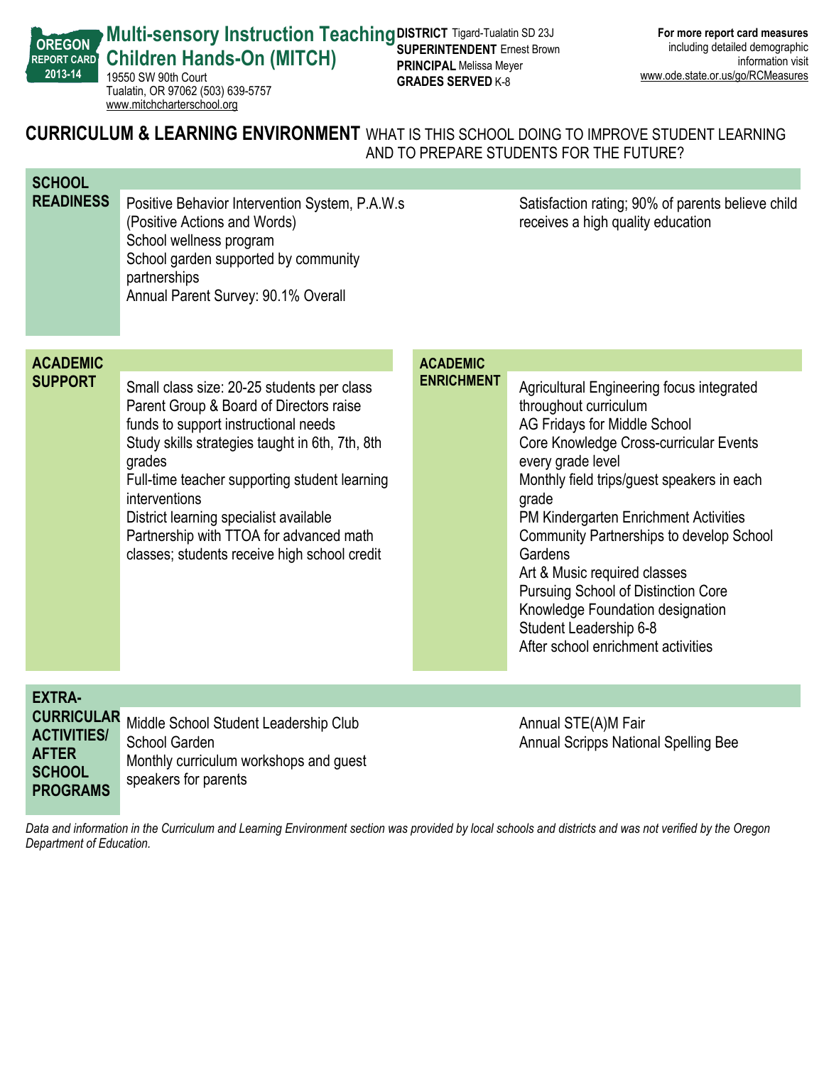**OREGON REPORT CARD 2013-14**

# Multi-sensory Instruction Teaching Children Hands-On (MITCH)

19550 SW 90th Court
Tualatin, OR 97062 (503) 639-5757
www.mitchcharterschool.org

**DISTRICT** Tigard-Tualatin SD 23J
**SUPERINTENDENT** Ernest Brown
**PRINCIPAL** Melissa Meyer
**GRADES SERVED** K-8

**For more report card measures** including detailed demographic information visit www.ode.state.or.us/go/RCMeasures

## CURRICULUM & LEARNING ENVIRONMENT

WHAT IS THIS SCHOOL DOING TO IMPROVE STUDENT LEARNING AND TO PREPARE STUDENTS FOR THE FUTURE?

### SCHOOL READINESS

Positive Behavior Intervention System, P.A.W.s (Positive Actions and Words)
School wellness program
School garden supported by community partnerships
Annual Parent Survey: 90.1% Overall
Satisfaction rating; 90% of parents believe child receives a high quality education

### ACADEMIC SUPPORT

Small class size: 20-25 students per class
Parent Group & Board of Directors raise funds to support instructional needs
Study skills strategies taught in 6th, 7th, 8th grades
Full-time teacher supporting student learning interventions
District learning specialist available
Partnership with TTOA for advanced math classes; students receive high school credit

### ACADEMIC ENRICHMENT

Agricultural Engineering focus integrated throughout curriculum
AG Fridays for Middle School
Core Knowledge Cross-curricular Events every grade level
Monthly field trips/guest speakers in each grade
PM Kindergarten Enrichment Activities
Community Partnerships to develop School Gardens
Art & Music required classes
Pursuing School of Distinction Core Knowledge Foundation designation
Student Leadership 6-8
After school enrichment activities

### EXTRA-CURRICULAR ACTIVITIES/ AFTER SCHOOL PROGRAMS

Middle School Student Leadership Club
School Garden
Monthly curriculum workshops and guest speakers for parents
Annual STE(A)M Fair
Annual Scripps National Spelling Bee

*Data and information in the Curriculum and Learning Environment section was provided by local schools and districts and was not verified by the Oregon Department of Education.*